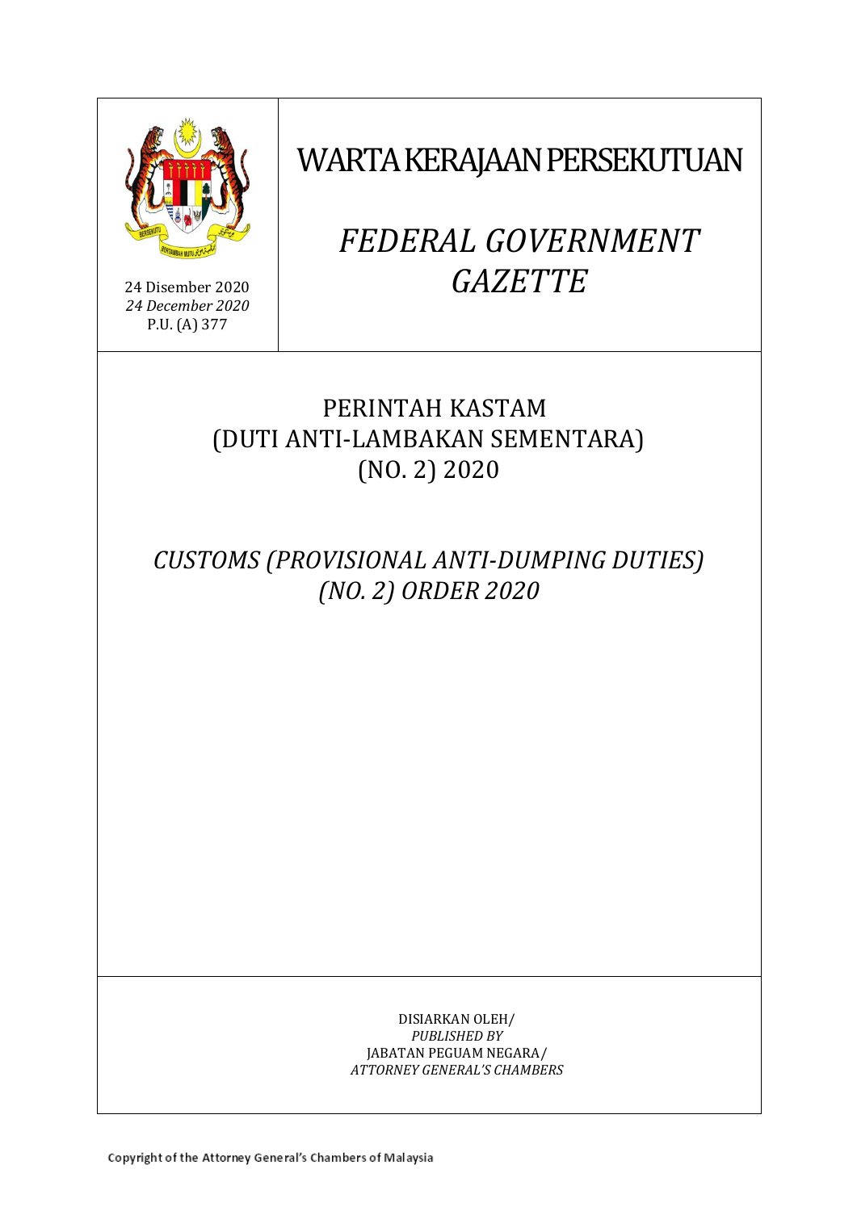24 Disember 2020
*24 December 2020*
P.U. (A) 377

# WARTA KERAJAAN PERSEKUTUAN

# *FEDERAL GOVERNMENT GAZETTE*

## PERINTAH KASTAM (DUTI ANTI-LAMBAKAN SEMENTARA) (NO. 2) 2020

## *CUSTOMS (PROVISIONAL ANTI-DUMPING DUTIES) (NO. 2) ORDER 2020*

DISIARKAN OLEH/
*PUBLISHED BY*
JABATAN PEGUAM NEGARA/
*ATTORNEY GENERAL'S CHAMBERS*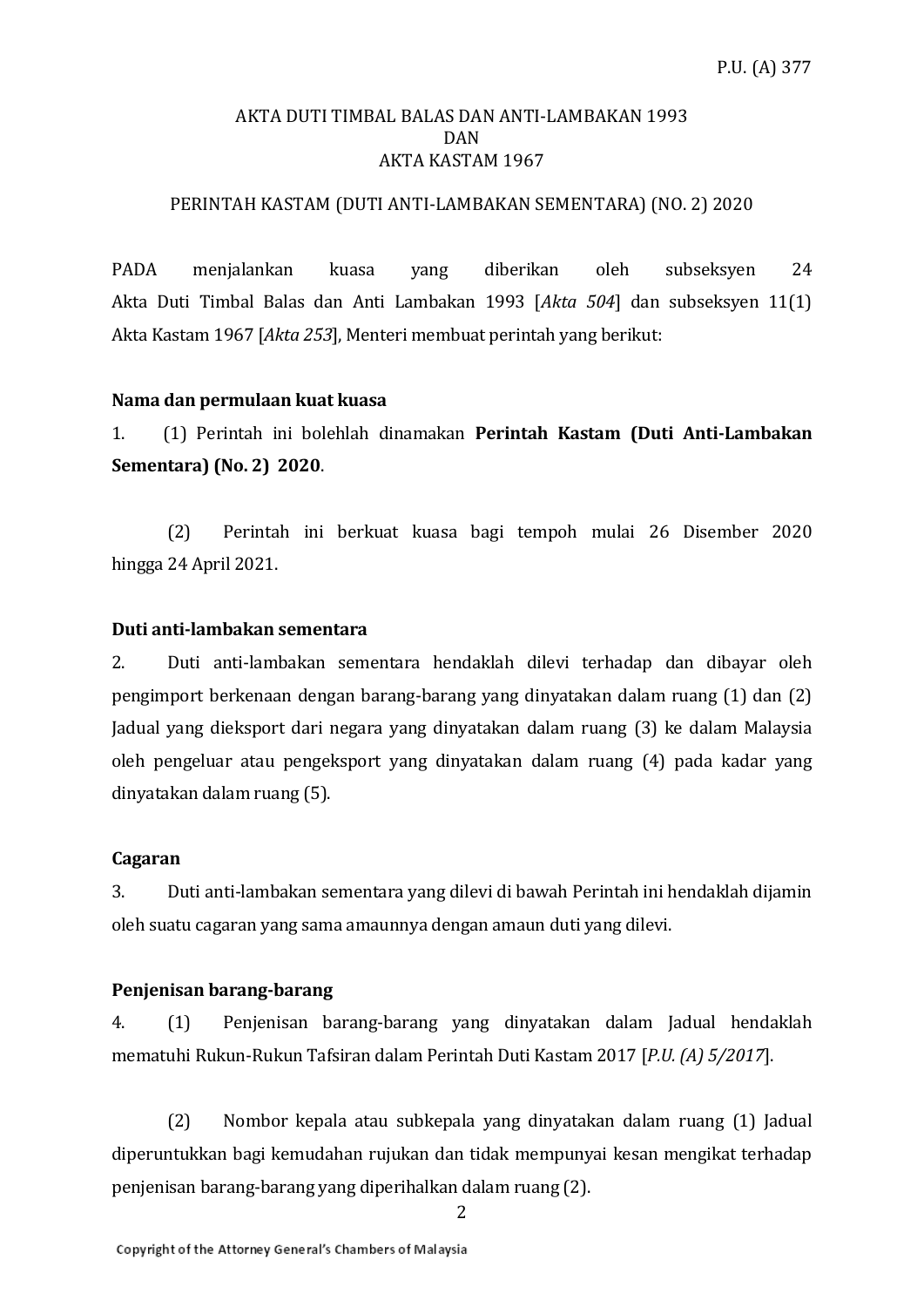P.U. (A) 377

AKTA DUTI TIMBAL BALAS DAN ANTI-LAMBAKAN 1993
DAN
AKTA KASTAM 1967

PERINTAH KASTAM (DUTI ANTI-LAMBAKAN SEMENTARA) (NO. 2) 2020

PADA menjalankan kuasa yang diberikan oleh subseksyen 24 Akta Duti Timbal Balas dan Anti Lambakan 1993 [*Akta 504*] dan subseksyen 11(1) Akta Kastam 1967 [*Akta 253*], Menteri membuat perintah yang berikut:

**Nama dan permulaan kuat kuasa**

1. (1) Perintah ini bolehlah dinamakan **Perintah Kastam (Duti Anti-Lambakan Sementara) (No. 2) 2020**.

(2) Perintah ini berkuat kuasa bagi tempoh mulai 26 Disember 2020 hingga 24 April 2021.

**Duti anti-lambakan sementara**

2. Duti anti-lambakan sementara hendaklah dilevi terhadap dan dibayar oleh pengimport berkenaan dengan barang-barang yang dinyatakan dalam ruang (1) dan (2) Jadual yang dieksport dari negara yang dinyatakan dalam ruang (3) ke dalam Malaysia oleh pengeluar atau pengeksport yang dinyatakan dalam ruang (4) pada kadar yang dinyatakan dalam ruang (5).

**Cagaran**

3. Duti anti-lambakan sementara yang dilevi di bawah Perintah ini hendaklah dijamin oleh suatu cagaran yang sama amaunnya dengan amaun duti yang dilevi.

**Penjenisan barang-barang**

4. (1) Penjenisan barang-barang yang dinyatakan dalam Jadual hendaklah mematuhi Rukun-Rukun Tafsiran dalam Perintah Duti Kastam 2017 [*P.U. (A) 5/2017*].

(2) Nombor kepala atau subkepala yang dinyatakan dalam ruang (1) Jadual diperuntukkan bagi kemudahan rujukan dan tidak mempunyai kesan mengikat terhadap penjenisan barang-barang yang diperihalkan dalam ruang (2).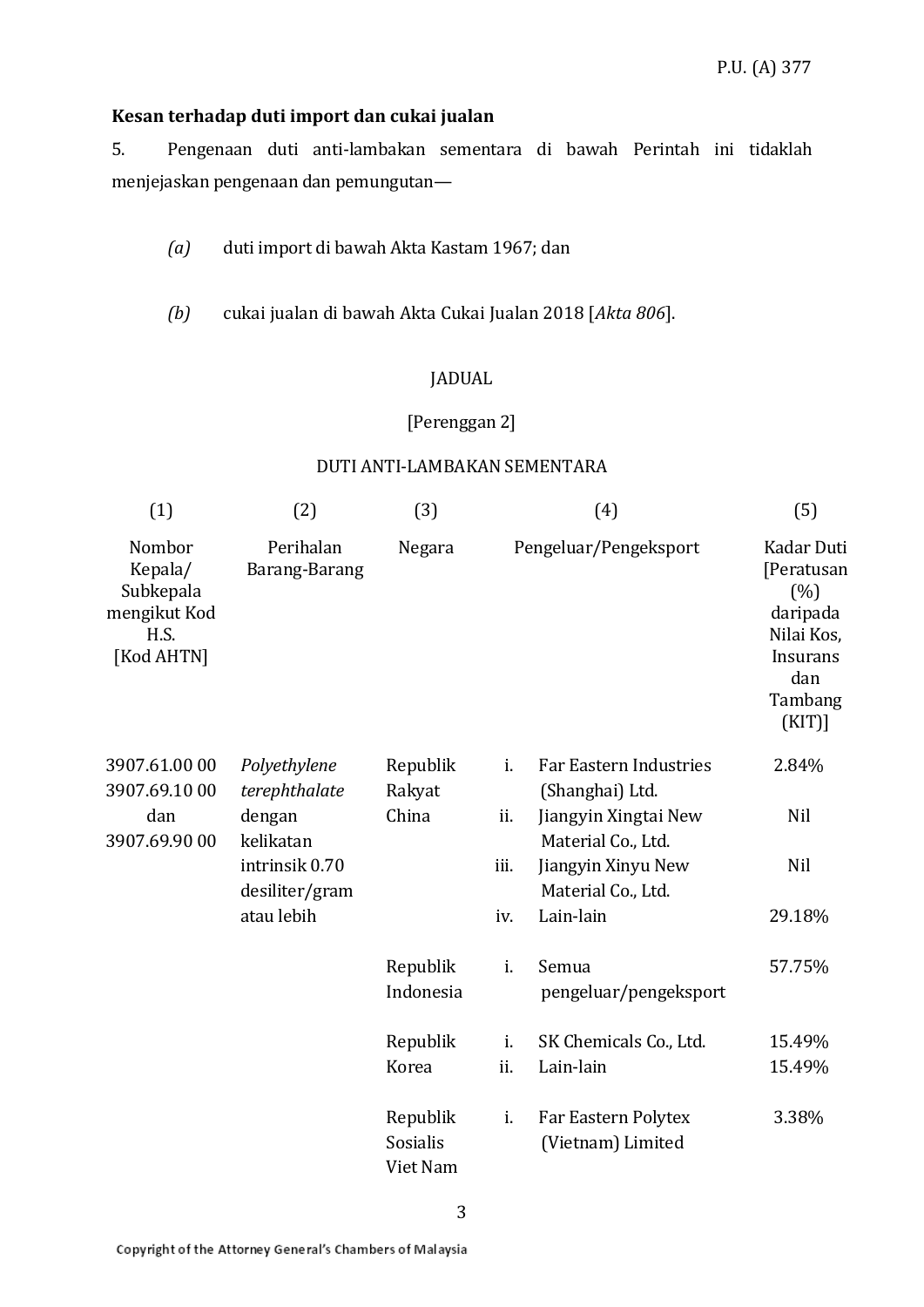**Kesan terhadap duti import dan cukai jualan**

5. Pengenaan duti anti-lambakan sementara di bawah Perintah ini tidaklah menjejaskan pengenaan dan pemungutan—

*(a)* duti import di bawah Akta Kastam 1967; dan

*(b)* cukai jualan di bawah Akta Cukai Jualan 2018 [*Akta 806*].

JADUAL

[Perenggan 2]

DUTI ANTI-LAMBAKAN SEMENTARA

| (1) | (2) | (3) | (4) | (5) |
|---|---|---|---|---|
| Nombor Kepala/ Subkepala mengikut Kod H.S. [Kod AHTN] | Perihalan Barang-Barang | Negara | Pengeluar/Pengeksport | Kadar Duti [Peratusan (%) daripada Nilai Kos, Insurans dan Tambang (KIT)] |
| 3907.61.00 00 3907.69.10 00 dan 3907.69.90 00 | *Polyethylene terephthalate* dengan kelikatan intrinsik 0.70 desiliter/gram atau lebih | Republik Rakyat China | i. Far Eastern Industries (Shanghai) Ltd. | 2.84% |
| | | | ii. Jiangyin Xingtai New Material Co., Ltd. | Nil |
| | | | iii. Jiangyin Xinyu New Material Co., Ltd. | Nil |
| | | | iv. Lain-lain | 29.18% |
| | | Republik Indonesia | i. Semua pengeluar/pengeksport | 57.75% |
| | | Republik Korea | i. SK Chemicals Co., Ltd. | 15.49% |
| | | | ii. Lain-lain | 15.49% |
| | | Republik Sosialis Viet Nam | i. Far Eastern Polytex (Vietnam) Limited | 3.38% |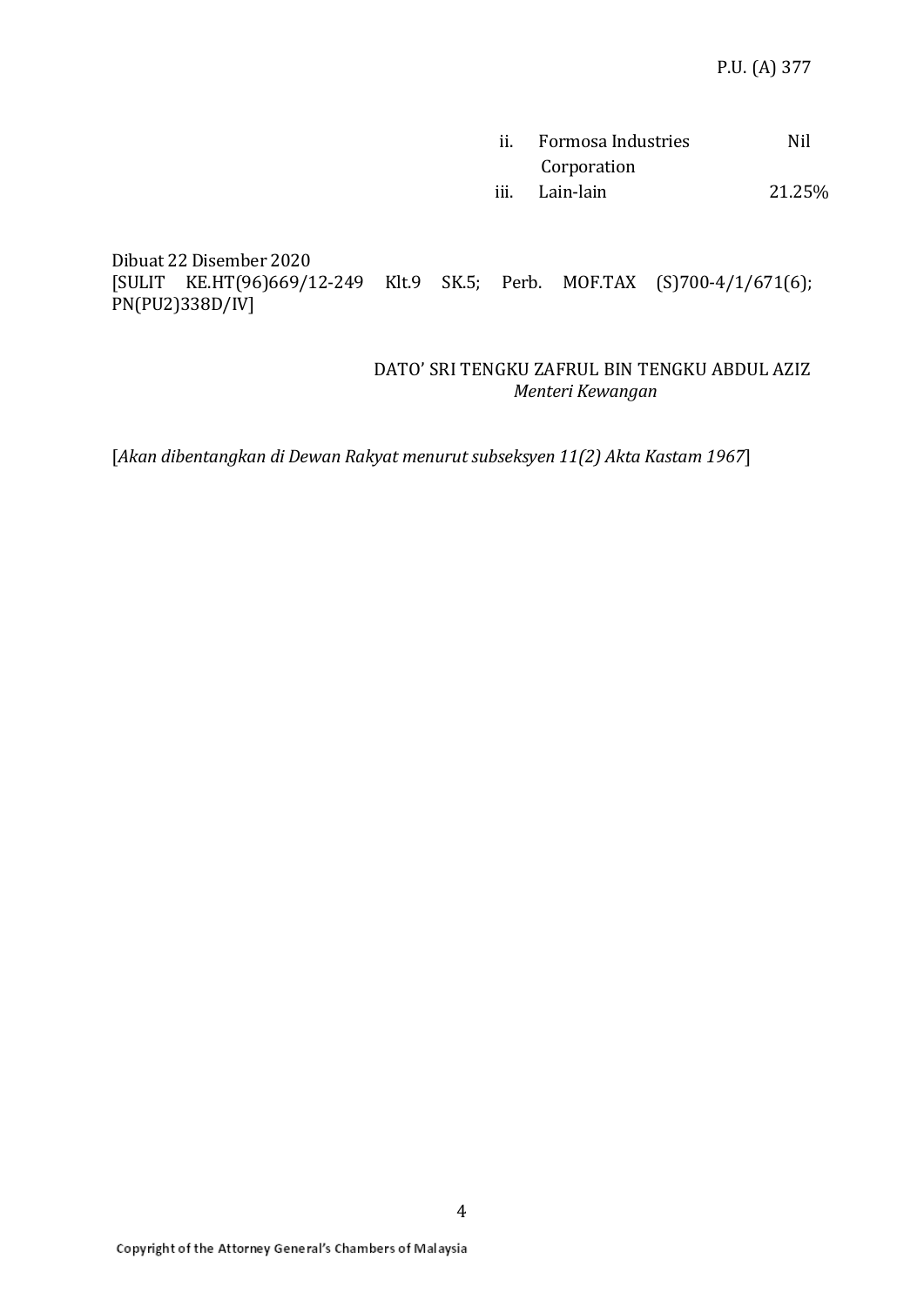| | | |
|---|---|---|
| ii. | Formosa Industries Corporation | Nil |
| iii. | Lain-lain | 21.25% |

Dibuat 22 Disember 2020
[SULIT KE.HT(96)669/12-249 Klt.9 SK.5; Perb. MOF.TAX (S)700-4/1/671(6); PN(PU2)338D/IV]

DATO' SRI TENGKU ZAFRUL BIN TENGKU ABDUL AZIZ
*Menteri Kewangan*

[*Akan dibentangkan di Dewan Rakyat menurut subseksyen 11(2) Akta Kastam 1967*]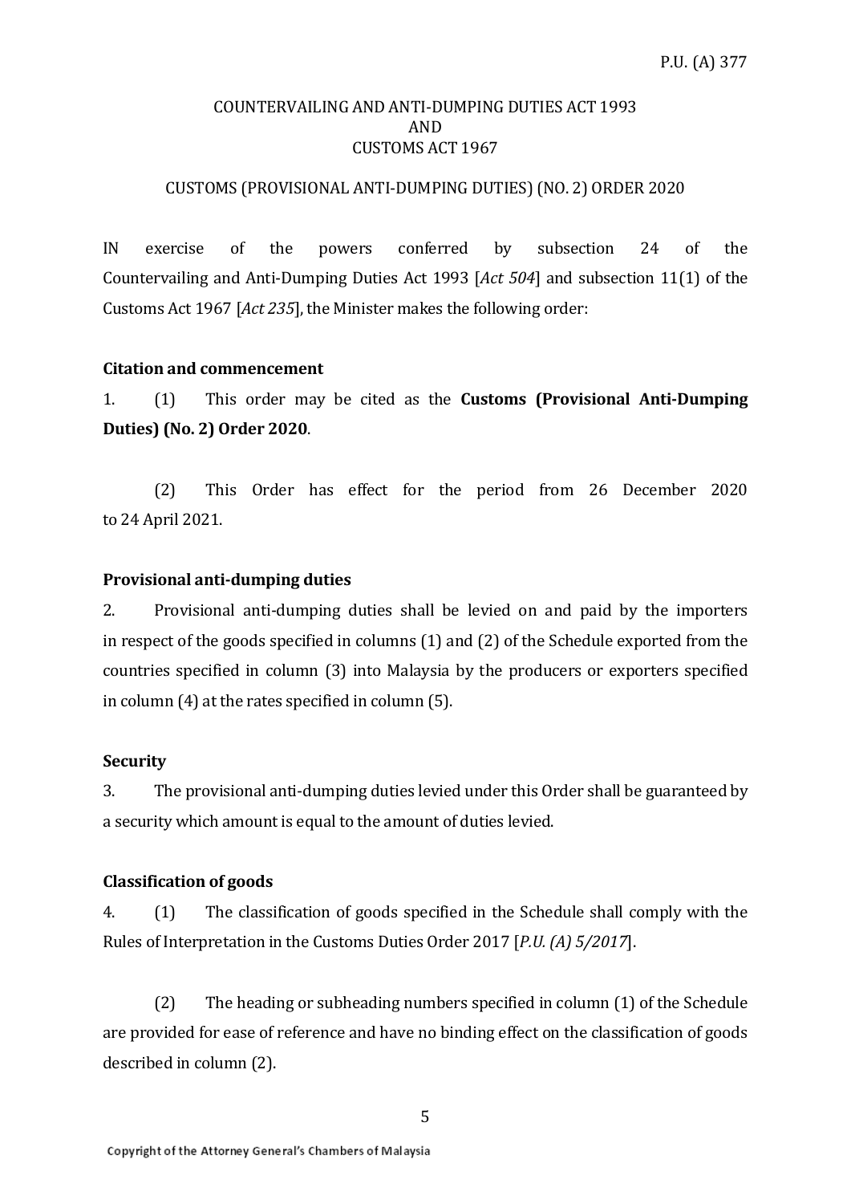P.U. (A) 377

COUNTERVAILING AND ANTI-DUMPING DUTIES ACT 1993
AND
CUSTOMS ACT 1967

CUSTOMS (PROVISIONAL ANTI-DUMPING DUTIES) (NO. 2) ORDER 2020

IN exercise of the powers conferred by subsection 24 of the Countervailing and Anti-Dumping Duties Act 1993 [*Act 504*] and subsection 11(1) of the Customs Act 1967 [*Act 235*], the Minister makes the following order:

**Citation and commencement**

1. (1) This order may be cited as the **Customs (Provisional Anti-Dumping Duties) (No. 2) Order 2020**.

(2) This Order has effect for the period from 26 December 2020 to 24 April 2021.

**Provisional anti-dumping duties**

2. Provisional anti-dumping duties shall be levied on and paid by the importers in respect of the goods specified in columns (1) and (2) of the Schedule exported from the countries specified in column (3) into Malaysia by the producers or exporters specified in column (4) at the rates specified in column (5).

**Security**

3. The provisional anti-dumping duties levied under this Order shall be guaranteed by a security which amount is equal to the amount of duties levied.

**Classification of goods**

4. (1) The classification of goods specified in the Schedule shall comply with the Rules of Interpretation in the Customs Duties Order 2017 [*P.U. (A) 5/2017*].

(2) The heading or subheading numbers specified in column (1) of the Schedule are provided for ease of reference and have no binding effect on the classification of goods described in column (2).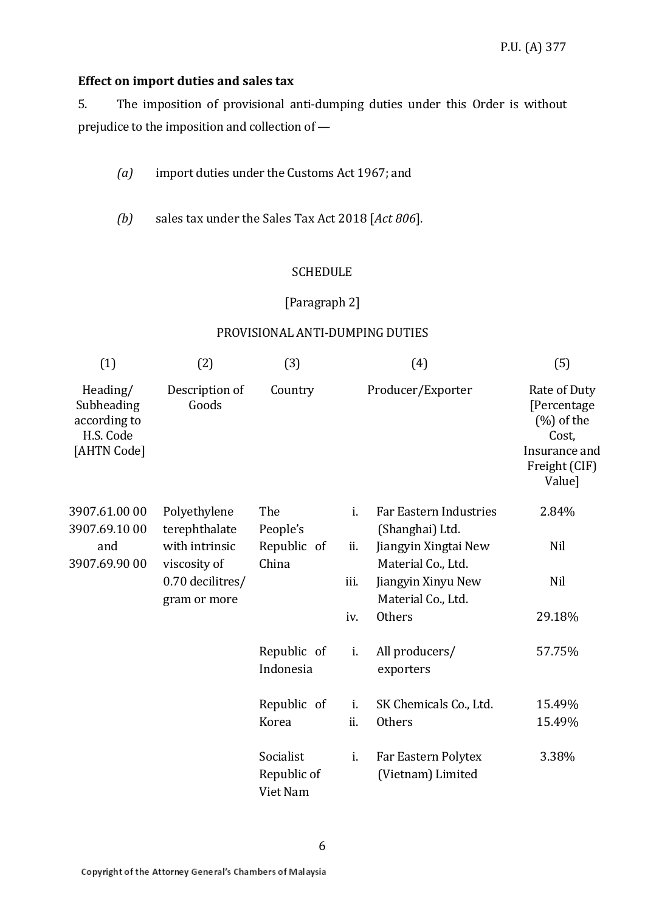**Effect on import duties and sales tax**

5. The imposition of provisional anti-dumping duties under this Order is without prejudice to the imposition and collection of —

*(a)* import duties under the Customs Act 1967; and

*(b)* sales tax under the Sales Tax Act 2018 [*Act 806*].

SCHEDULE

[Paragraph 2]

PROVISIONAL ANTI-DUMPING DUTIES

| (1) | (2) | (3) | (4) | (5) |
|---|---|---|---|---|
| Heading/ Subheading according to H.S. Code [AHTN Code] | Description of Goods | Country | Producer/Exporter | Rate of Duty [Percentage (%) of the Cost, Insurance and Freight (CIF) Value] |
| 3907.61.00 00 3907.69.10 00 and 3907.69.90 00 | Polyethylene terephthalate with intrinsic viscosity of 0.70 decilitres/ gram or more | The People's Republic of China | i. Far Eastern Industries (Shanghai) Ltd. | 2.84% |
| | | | ii. Jiangyin Xingtai New Material Co., Ltd. | Nil |
| | | | iii. Jiangyin Xinyu New Material Co., Ltd. | Nil |
| | | | iv. Others | 29.18% |
| | | Republic of Indonesia | i. All producers/ exporters | 57.75% |
| | | Republic of Korea | i. SK Chemicals Co., Ltd. | 15.49% |
| | | | ii. Others | 15.49% |
| | | Socialist Republic of Viet Nam | i. Far Eastern Polytex (Vietnam) Limited | 3.38% |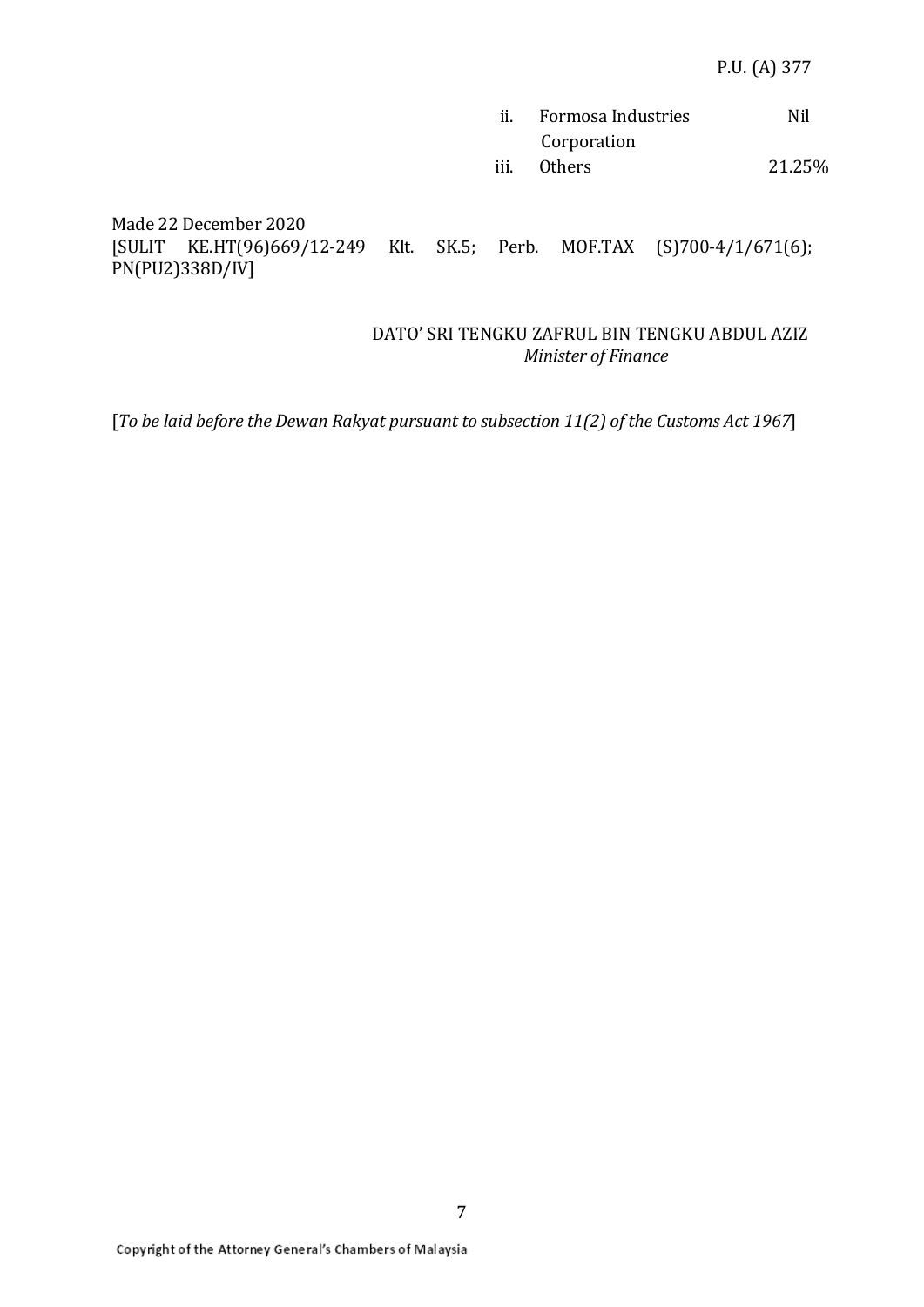| | | |
|---|---|---|
| ii. | Formosa Industries Corporation | Nil |
| iii. | Others | 21.25% |

Made 22 December 2020
[SULIT KE.HT(96)669/12-249 Klt. SK.5; Perb. MOF.TAX (S)700-4/1/671(6); PN(PU2)338D/IV]

DATO' SRI TENGKU ZAFRUL BIN TENGKU ABDUL AZIZ
*Minister of Finance*

[*To be laid before the Dewan Rakyat pursuant to subsection 11(2) of the Customs Act 1967*]